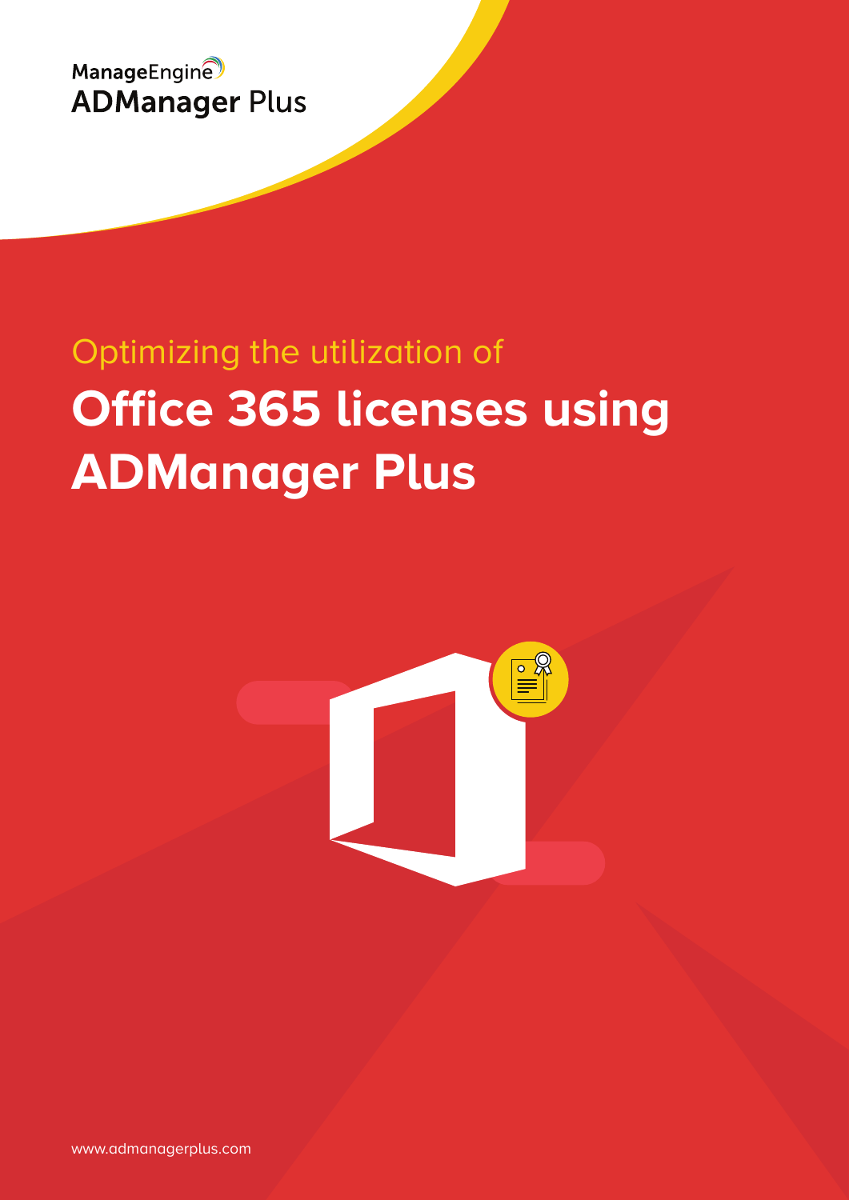ManageEngine ADManager Plus

Optimizing the utilization of

# Office 365 licenses using ADManager Plus

www.admanagerplus.com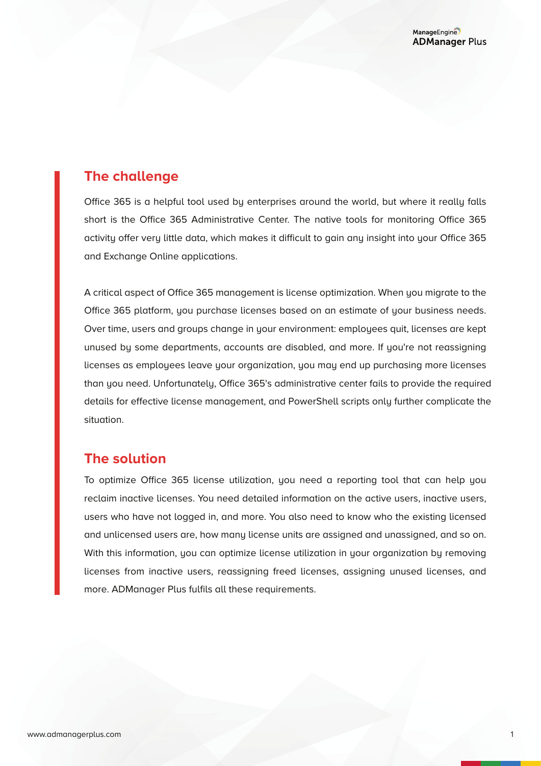## The challenge

Office 365 is a helpful tool used by enterprises around the world, but where it really falls short is the Office 365 Administrative Center. The native tools for monitoring Office 365 activity offer very little data, which makes it difficult to gain any insight into your Office 365 and Exchange Online applications.

A critical aspect of Office 365 management is license optimization. When you migrate to the Office 365 platform, you purchase licenses based on an estimate of your business needs. Over time, users and groups change in your environment: employees quit, licenses are kept unused by some departments, accounts are disabled, and more. If you're not reassigning licenses as employees leave your organization, you may end up purchasing more licenses than you need. Unfortunately, Office 365's administrative center fails to provide the required details for effective license management, and PowerShell scripts only further complicate the situation.

## The solution

To optimize Office 365 license utilization, you need a reporting tool that can help you reclaim inactive licenses. You need detailed information on the active users, inactive users, users who have not logged in, and more. You also need to know who the existing licensed and unlicensed users are, how many license units are assigned and unassigned, and so on. With this information, you can optimize license utilization in your organization by removing licenses from inactive users, reassigning freed licenses, assigning unused licenses, and more. ADManager Plus fulfils all these requirements.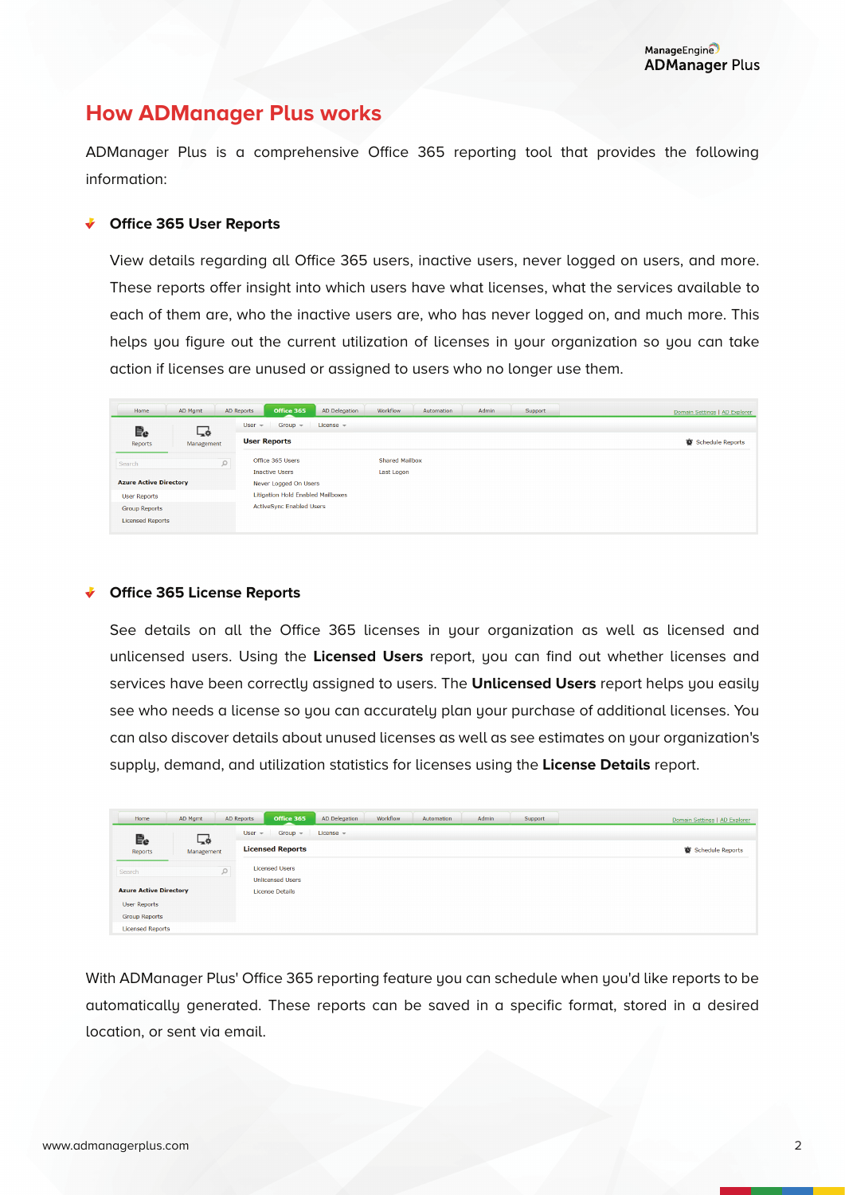# How ADManager Plus works

ADManager Plus is a comprehensive Office 365 reporting tool that provides the following information:

## Office 365 User Reports

View details regarding all Office 365 users, inactive users, never logged on users, and more. These reports offer insight into which users have what licenses, what the services available to each of them are, who the inactive users are, who has never logged on, and much more. This helps you figure out the current utilization of licenses in your organization so you can take action if licenses are unused or assigned to users who no longer use them.

## Office 365 License Reports

See details on all the Office 365 licenses in your organization as well as licensed and unlicensed users. Using the **Licensed Users** report, you can find out whether licenses and services have been correctly assigned to users. The **Unlicensed Users** report helps you easily see who needs a license so you can accurately plan your purchase of additional licenses. You can also discover details about unused licenses as well as see estimates on your organization's supply, demand, and utilization statistics for licenses using the **License Details** report.

With ADManager Plus' Office 365 reporting feature you can schedule when you'd like reports to be automatically generated. These reports can be saved in a specific format, stored in a desired location, or sent via email.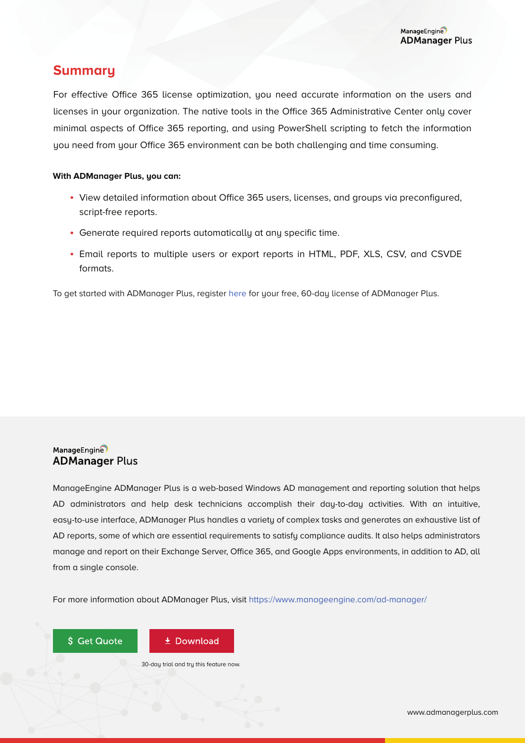## Summary

For effective Office 365 license optimization, you need accurate information on the users and licenses in your organization. The native tools in the Office 365 Administrative Center only cover minimal aspects of Office 365 reporting, and using PowerShell scripting to fetch the information you need from your Office 365 environment can be both challenging and time consuming.

**With ADManager Plus, you can:**

- View detailed information about Office 365 users, licenses, and groups via preconfigured, script-free reports.
- Generate required reports automatically at any specific time.
- Email reports to multiple users or export reports in HTML, PDF, XLS, CSV, and CSVDE formats.

To get started with ADManager Plus, register here for your free, 60-day license of ADManager Plus.

ManageEngine
**ADManager Plus**

ManageEngine ADManager Plus is a web-based Windows AD management and reporting solution that helps AD administrators and help desk technicians accomplish their day-to-day activities. With an intuitive, easy-to-use interface, ADManager Plus handles a variety of complex tasks and generates an exhaustive list of AD reports, some of which are essential requirements to satisfy compliance audits. It also helps administrators manage and report on their Exchange Server, Office 365, and Google Apps environments, in addition to AD, all from a single console.

For more information about ADManager Plus, visit https://www.manageengine.com/ad-manager/

$ Get Quote

Download

30-day trial and try this feature now.

www.admanagerplus.com